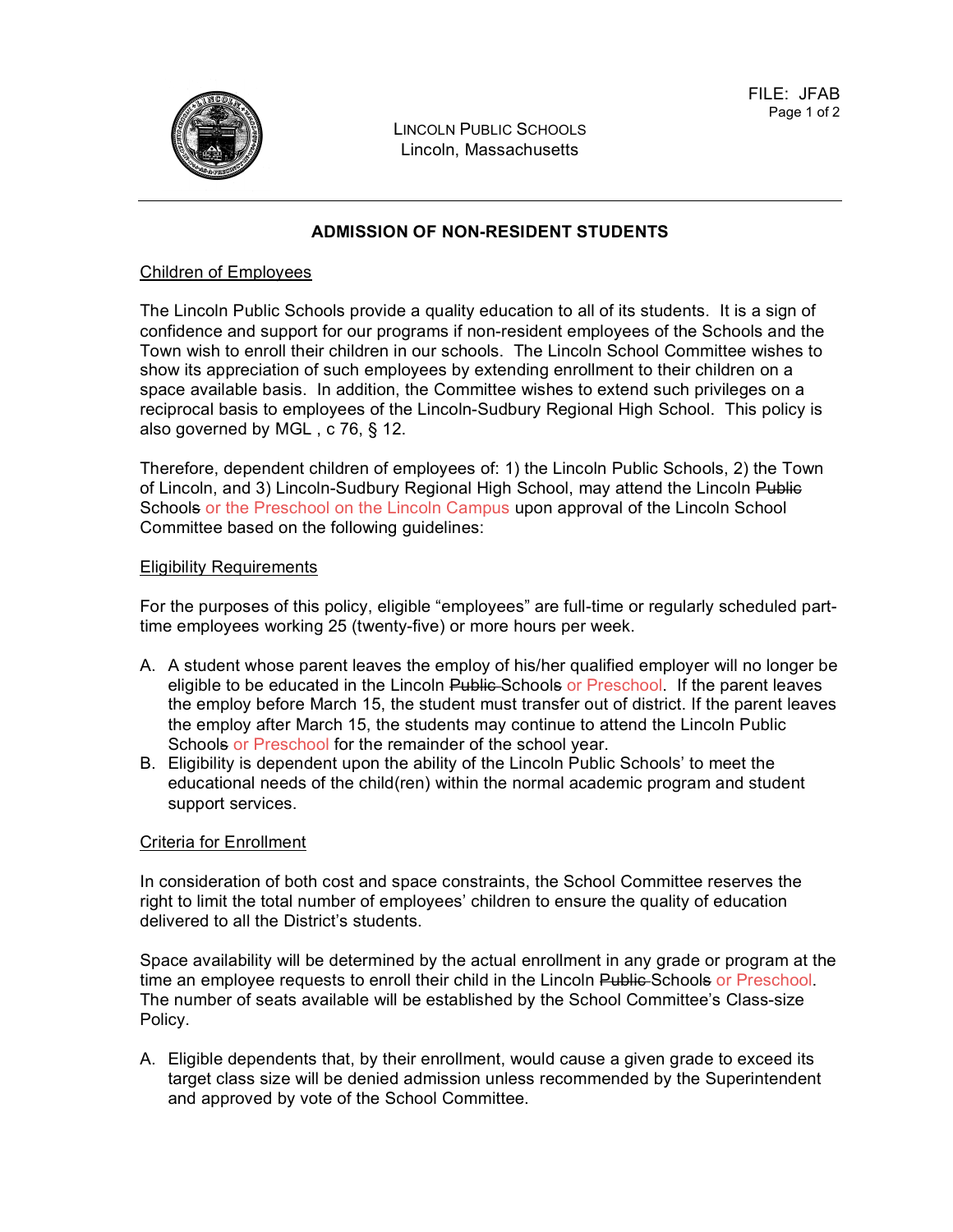FILE: JFAB

LINCOLN PUBLIC SCHOOLS
Lincoln, Massachusetts

## ADMISSION OF NON-RESIDENT STUDENTS

### Children of Employees

The Lincoln Public Schools provide a quality education to all of its students. It is a sign of confidence and support for our programs if non-resident employees of the Schools and the Town wish to enroll their children in our schools. The Lincoln School Committee wishes to show its appreciation of such employees by extending enrollment to their children on a space available basis. In addition, the Committee wishes to extend such privileges on a reciprocal basis to employees of the Lincoln-Sudbury Regional High School. This policy is also governed by MGL , c 76, § 12.

Therefore, dependent children of employees of: 1) the Lincoln Public Schools, 2) the Town of Lincoln, and 3) Lincoln-Sudbury Regional High School, may attend the Lincoln ~~Public~~ School~~s~~ or the Preschool on the Lincoln Campus upon approval of the Lincoln School Committee based on the following guidelines:

### Eligibility Requirements

For the purposes of this policy, eligible "employees" are full-time or regularly scheduled part-time employees working 25 (twenty-five) or more hours per week.

A. A student whose parent leaves the employ of his/her qualified employer will no longer be eligible to be educated in the Lincoln ~~Public~~ School~~s~~ or Preschool. If the parent leaves the employ before March 15, the student must transfer out of district. If the parent leaves the employ after March 15, the students may continue to attend the Lincoln Public School~~s~~ or Preschool for the remainder of the school year.
B. Eligibility is dependent upon the ability of the Lincoln Public Schools' to meet the educational needs of the child(ren) within the normal academic program and student support services.

### Criteria for Enrollment

In consideration of both cost and space constraints, the School Committee reserves the right to limit the total number of employees' children to ensure the quality of education delivered to all the District's students.

Space availability will be determined by the actual enrollment in any grade or program at the time an employee requests to enroll their child in the Lincoln ~~Public~~ School~~s~~ or Preschool. The number of seats available will be established by the School Committee's Class-size Policy.

A. Eligible dependents that, by their enrollment, would cause a given grade to exceed its target class size will be denied admission unless recommended by the Superintendent and approved by vote of the School Committee.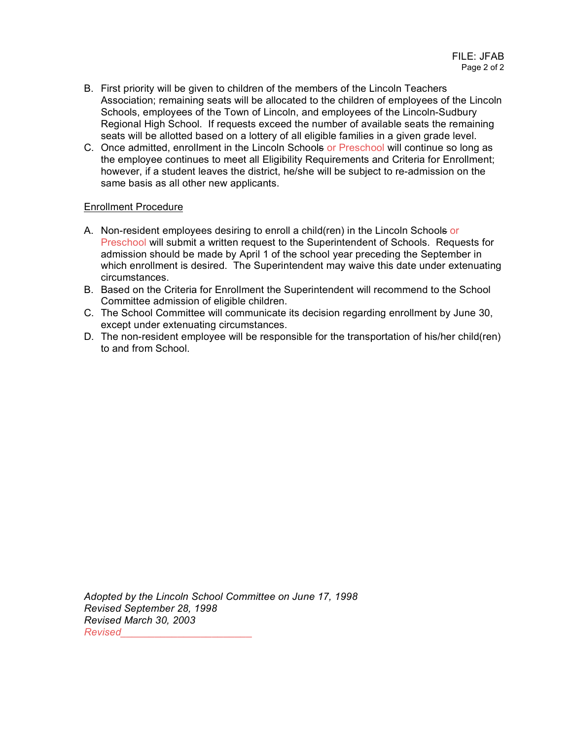B. First priority will be given to children of the members of the Lincoln Teachers Association; remaining seats will be allocated to the children of employees of the Lincoln Schools, employees of the Town of Lincoln, and employees of the Lincoln-Sudbury Regional High School. If requests exceed the number of available seats the remaining seats will be allotted based on a lottery of all eligible families in a given grade level.

C. Once admitted, enrollment in the Lincoln Schools or Preschool will continue so long as the employee continues to meet all Eligibility Requirements and Criteria for Enrollment; however, if a student leaves the district, he/she will be subject to re-admission on the same basis as all other new applicants.

<u>Enrollment Procedure</u>

A. Non-resident employees desiring to enroll a child(ren) in the Lincoln Schools or Preschool will submit a written request to the Superintendent of Schools. Requests for admission should be made by April 1 of the school year preceding the September in which enrollment is desired. The Superintendent may waive this date under extenuating circumstances.

B. Based on the Criteria for Enrollment the Superintendent will recommend to the School Committee admission of eligible children.

C. The School Committee will communicate its decision regarding enrollment by June 30, except under extenuating circumstances.

D. The non-resident employee will be responsible for the transportation of his/her child(ren) to and from School.

*Adopted by the Lincoln School Committee on June 17, 1998*
*Revised September 28, 1998*
*Revised March 30, 2003*
*Revised_______________________*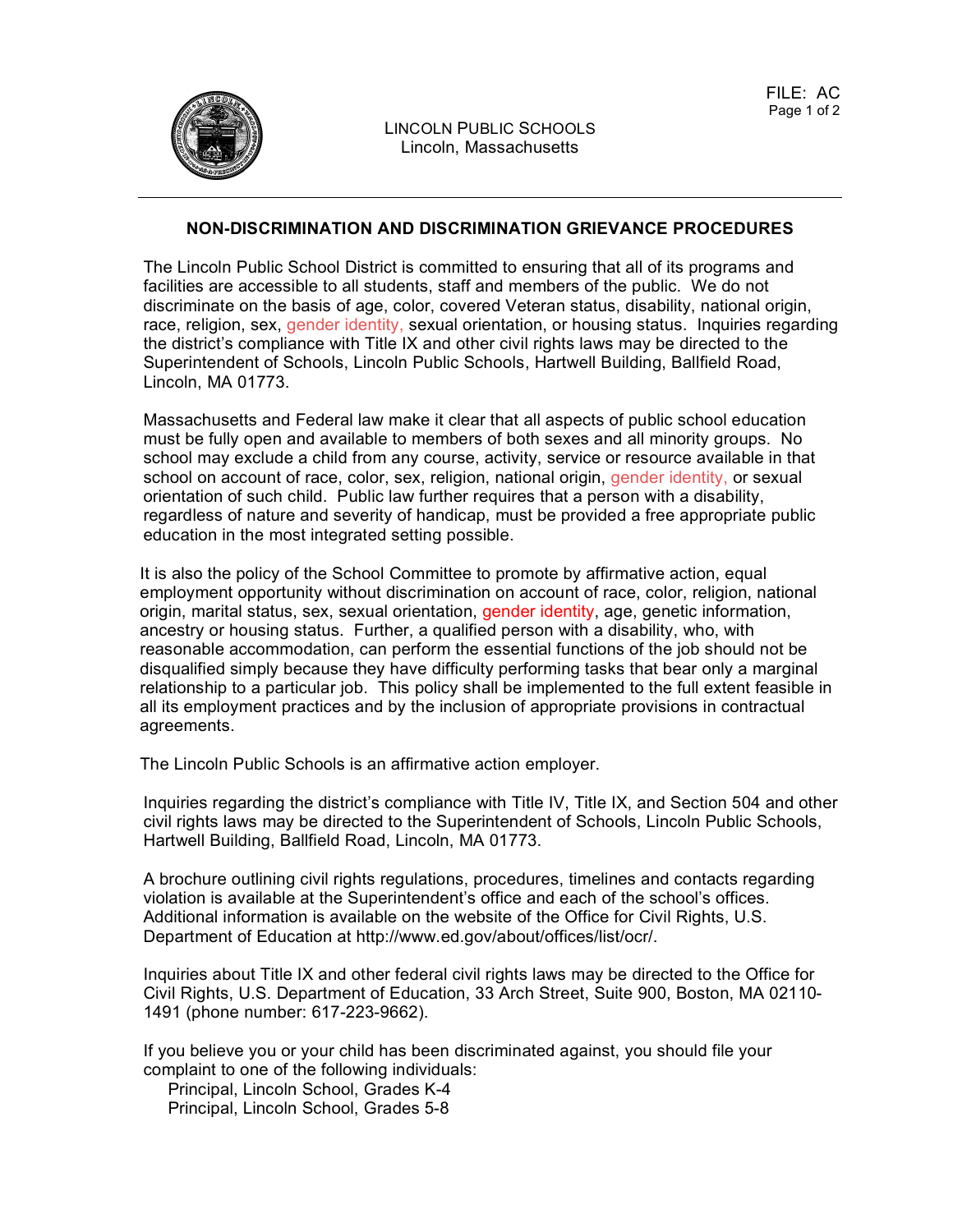LINCOLN PUBLIC SCHOOLS
Lincoln, Massachusetts

FILE: AC

## NON-DISCRIMINATION AND DISCRIMINATION GRIEVANCE PROCEDURES

The Lincoln Public School District is committed to ensuring that all of its programs and facilities are accessible to all students, staff and members of the public. We do not discriminate on the basis of age, color, covered Veteran status, disability, national origin, race, religion, sex, gender identity, sexual orientation, or housing status. Inquiries regarding the district's compliance with Title IX and other civil rights laws may be directed to the Superintendent of Schools, Lincoln Public Schools, Hartwell Building, Ballfield Road, Lincoln, MA 01773.

Massachusetts and Federal law make it clear that all aspects of public school education must be fully open and available to members of both sexes and all minority groups. No school may exclude a child from any course, activity, service or resource available in that school on account of race, color, sex, religion, national origin, gender identity, or sexual orientation of such child. Public law further requires that a person with a disability, regardless of nature and severity of handicap, must be provided a free appropriate public education in the most integrated setting possible.

It is also the policy of the School Committee to promote by affirmative action, equal employment opportunity without discrimination on account of race, color, religion, national origin, marital status, sex, sexual orientation, gender identity, age, genetic information, ancestry or housing status. Further, a qualified person with a disability, who, with reasonable accommodation, can perform the essential functions of the job should not be disqualified simply because they have difficulty performing tasks that bear only a marginal relationship to a particular job. This policy shall be implemented to the full extent feasible in all its employment practices and by the inclusion of appropriate provisions in contractual agreements.

The Lincoln Public Schools is an affirmative action employer.

Inquiries regarding the district's compliance with Title IV, Title IX, and Section 504 and other civil rights laws may be directed to the Superintendent of Schools, Lincoln Public Schools, Hartwell Building, Ballfield Road, Lincoln, MA 01773.

A brochure outlining civil rights regulations, procedures, timelines and contacts regarding violation is available at the Superintendent's office and each of the school's offices. Additional information is available on the website of the Office for Civil Rights, U.S. Department of Education at http://www.ed.gov/about/offices/list/ocr/.

Inquiries about Title IX and other federal civil rights laws may be directed to the Office for Civil Rights, U.S. Department of Education, 33 Arch Street, Suite 900, Boston, MA 02110-1491 (phone number: 617-223-9662).

If you believe you or your child has been discriminated against, you should file your complaint to one of the following individuals:

Principal, Lincoln School, Grades K-4
Principal, Lincoln School, Grades 5-8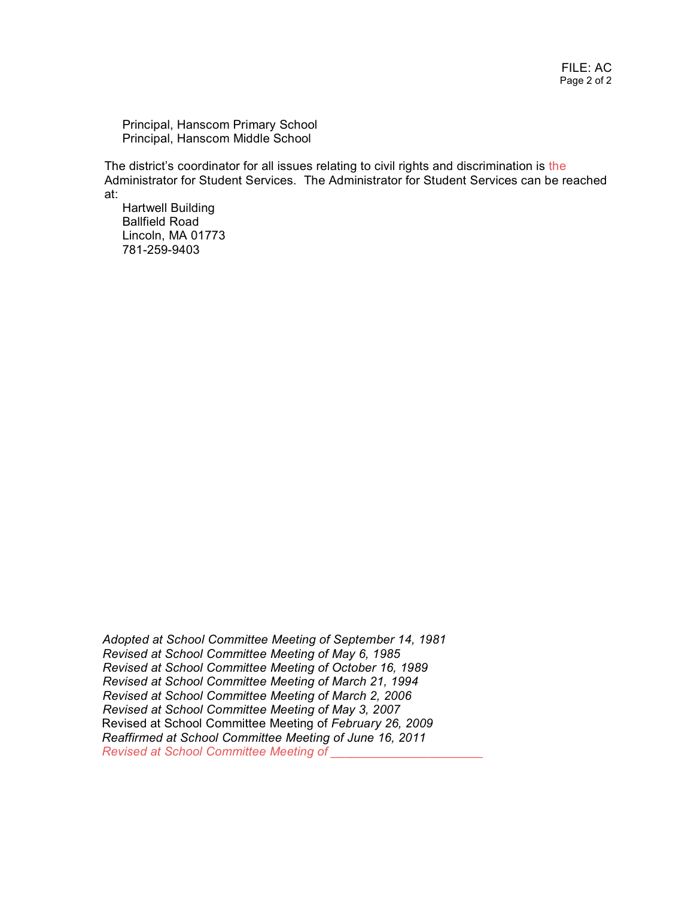Principal, Hanscom Primary School
Principal, Hanscom Middle School

The district's coordinator for all issues relating to civil rights and discrimination is the Administrator for Student Services. The Administrator for Student Services can be reached at:

Hartwell Building
Ballfield Road
Lincoln, MA 01773
781-259-9403

*Adopted at School Committee Meeting of September 14, 1981*
*Revised at School Committee Meeting of May 6, 1985*
*Revised at School Committee Meeting of October 16, 1989*
*Revised at School Committee Meeting of March 21, 1994*
*Revised at School Committee Meeting of March 2, 2006*
*Revised at School Committee Meeting of May 3, 2007*
Revised at School Committee Meeting of *February 26, 2009*
*Reaffirmed at School Committee Meeting of June 16, 2011*
*Revised at School Committee Meeting of ______________________*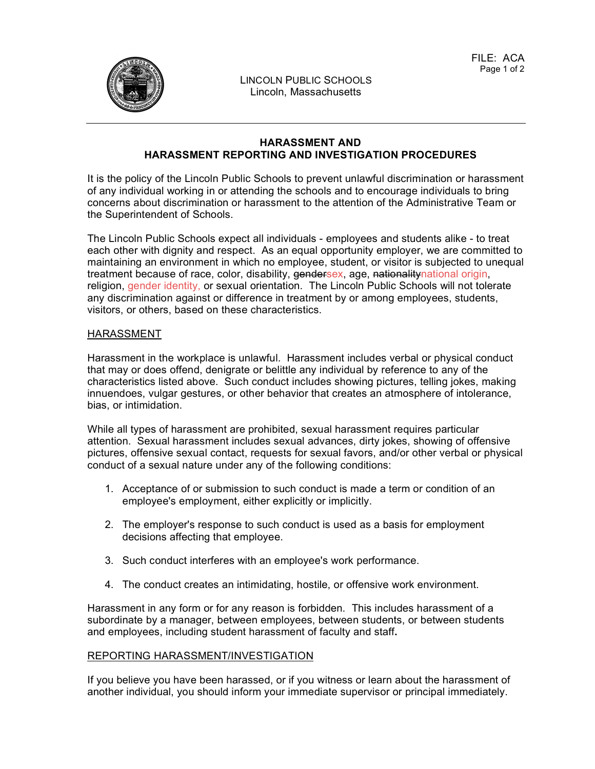## HARASSMENT AND HARASSMENT REPORTING AND INVESTIGATION PROCEDURES

It is the policy of the Lincoln Public Schools to prevent unlawful discrimination or harassment of any individual working in or attending the schools and to encourage individuals to bring concerns about discrimination or harassment to the attention of the Administrative Team or the Superintendent of Schools.

The Lincoln Public Schools expect all individuals - employees and students alike - to treat each other with dignity and respect. As an equal opportunity employer, we are committed to maintaining an environment in which no employee, student, or visitor is subjected to unequal treatment because of race, color, disability, ~~gender~~sex, age, ~~nationality~~national origin, religion, gender identity, or sexual orientation. The Lincoln Public Schools will not tolerate any discrimination against or difference in treatment by or among employees, students, visitors, or others, based on these characteristics.

### HARASSMENT

Harassment in the workplace is unlawful. Harassment includes verbal or physical conduct that may or does offend, denigrate or belittle any individual by reference to any of the characteristics listed above. Such conduct includes showing pictures, telling jokes, making innuendoes, vulgar gestures, or other behavior that creates an atmosphere of intolerance, bias, or intimidation.

While all types of harassment are prohibited, sexual harassment requires particular attention. Sexual harassment includes sexual advances, dirty jokes, showing of offensive pictures, offensive sexual contact, requests for sexual favors, and/or other verbal or physical conduct of a sexual nature under any of the following conditions:

1. Acceptance of or submission to such conduct is made a term or condition of an employee's employment, either explicitly or implicitly.

2. The employer's response to such conduct is used as a basis for employment decisions affecting that employee.

3. Such conduct interferes with an employee's work performance.

4. The conduct creates an intimidating, hostile, or offensive work environment.

Harassment in any form or for any reason is forbidden. This includes harassment of a subordinate by a manager, between employees, between students, or between students and employees, including student harassment of faculty and staff**.**

### REPORTING HARASSMENT/INVESTIGATION

If you believe you have been harassed, or if you witness or learn about the harassment of another individual, you should inform your immediate supervisor or principal immediately.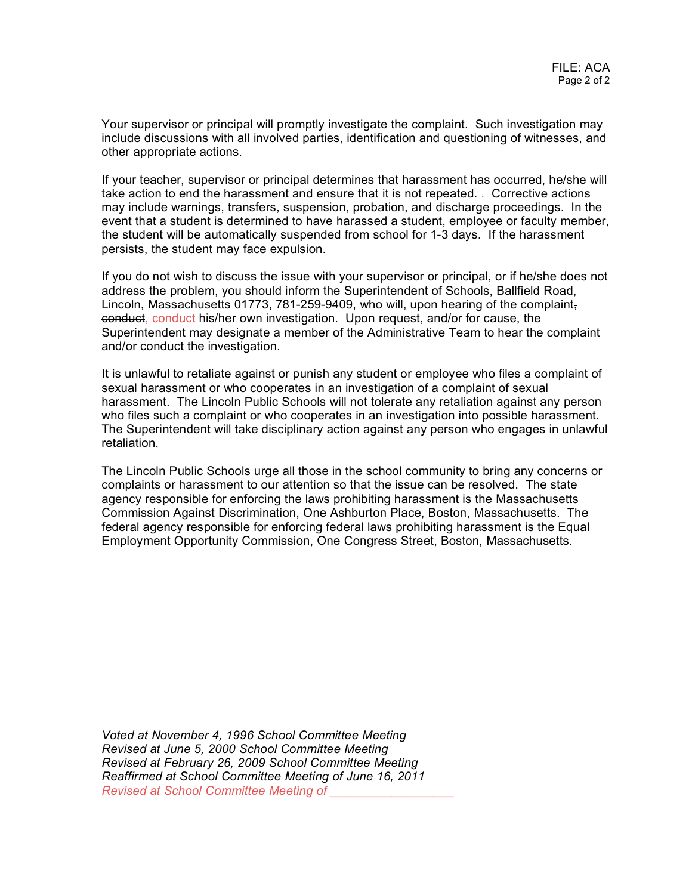Your supervisor or principal will promptly investigate the complaint. Such investigation may include discussions with all involved parties, identification and questioning of witnesses, and other appropriate actions.

If your teacher, supervisor or principal determines that harassment has occurred, he/she will take action to end the harassment and ensure that it is not repeated~~.~~. Corrective actions may include warnings, transfers, suspension, probation, and discharge proceedings. In the event that a student is determined to have harassed a student, employee or faculty member, the student will be automatically suspended from school for 1-3 days. If the harassment persists, the student may face expulsion.

If you do not wish to discuss the issue with your supervisor or principal, or if he/she does not address the problem, you should inform the Superintendent of Schools, Ballfield Road, Lincoln, Massachusetts 01773, 781-259-9409, who will, upon hearing of the complaint~~, conduct~~, conduct his/her own investigation. Upon request, and/or for cause, the Superintendent may designate a member of the Administrative Team to hear the complaint and/or conduct the investigation.

It is unlawful to retaliate against or punish any student or employee who files a complaint of sexual harassment or who cooperates in an investigation of a complaint of sexual harassment. The Lincoln Public Schools will not tolerate any retaliation against any person who files such a complaint or who cooperates in an investigation into possible harassment. The Superintendent will take disciplinary action against any person who engages in unlawful retaliation.

The Lincoln Public Schools urge all those in the school community to bring any concerns or complaints or harassment to our attention so that the issue can be resolved. The state agency responsible for enforcing the laws prohibiting harassment is the Massachusetts Commission Against Discrimination, One Ashburton Place, Boston, Massachusetts. The federal agency responsible for enforcing federal laws prohibiting harassment is the Equal Employment Opportunity Commission, One Congress Street, Boston, Massachusetts.

*Voted at November 4, 1996 School Committee Meeting*
*Revised at June 5, 2000 School Committee Meeting*
*Revised at February 26, 2009 School Committee Meeting*
*Reaffirmed at School Committee Meeting of June 16, 2011*
*Revised at School Committee Meeting of ___________________*